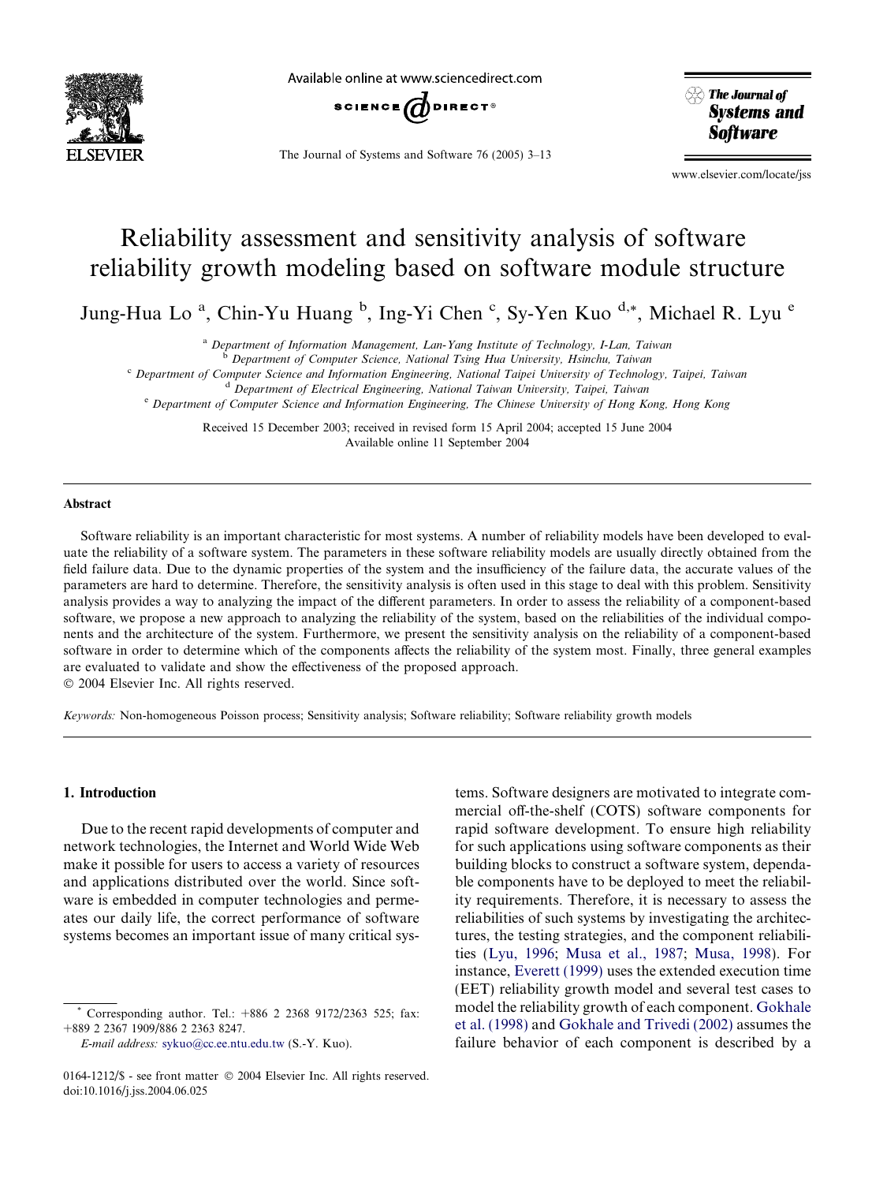# Reliability assessment and sensitivity analysis of software reliability growth modeling based on software module structure

Jung-Hua Lo [a], Chin-Yu Huang [b], Ing-Yi Chen [c], Sy-Yen Kuo [d,*], Michael R. Lyu [e]

[a] Department of Information Management, Lan-Yang Institute of Technology, I-Lan, Taiwan
[b] Department of Computer Science, National Tsing Hua University, Hsinchu, Taiwan
[c] Department of Computer Science and Information Engineering, National Taipei University of Technology, Taipei, Taiwan
[d] Department of Electrical Engineering, National Taiwan University, Taipei, Taiwan
[e] Department of Computer Science and Information Engineering, The Chinese University of Hong Kong, Hong Kong

Received 15 December 2003; received in revised form 15 April 2004; accepted 15 June 2004
Available online 11 September 2004

## Abstract

Software reliability is an important characteristic for most systems. A number of reliability models have been developed to evaluate the reliability of a software system. The parameters in these software reliability models are usually directly obtained from the field failure data. Due to the dynamic properties of the system and the insufficiency of the failure data, the accurate values of the parameters are hard to determine. Therefore, the sensitivity analysis is often used in this stage to deal with this problem. Sensitivity analysis provides a way to analyzing the impact of the different parameters. In order to assess the reliability of a component-based software, we propose a new approach to analyzing the reliability of the system, based on the reliabilities of the individual components and the architecture of the system. Furthermore, we present the sensitivity analysis on the reliability of a component-based software in order to determine which of the components affects the reliability of the system most. Finally, three general examples are evaluated to validate and show the effectiveness of the proposed approach.
© 2004 Elsevier Inc. All rights reserved.

*Keywords:* Non-homogeneous Poisson process; Sensitivity analysis; Software reliability; Software reliability growth models

## 1. Introduction

Due to the recent rapid developments of computer and network technologies, the Internet and World Wide Web make it possible for users to access a variety of resources and applications distributed over the world. Since software is embedded in computer technologies and permeates our daily life, the correct performance of software systems becomes an important issue of many critical systems. Software designers are motivated to integrate commercial off-the-shelf (COTS) software components for rapid software development. To ensure high reliability for such applications using software components as their building blocks to construct a software system, dependable components have to be deployed to meet the reliability requirements. Therefore, it is necessary to assess the reliabilities of such systems by investigating the architectures, the testing strategies, and the component reliabilities (Lyu, 1996; Musa et al., 1987; Musa, 1998). For instance, Everett (1999) uses the extended execution time (EET) reliability growth model and several test cases to model the reliability growth of each component. Gokhale et al. (1998) and Gokhale and Trivedi (2002) assumes the failure behavior of each component is described by a

* Corresponding author. Tel.: +886 2 2368 9172/2363 525; fax: +889 2 2367 1909/886 2 2363 8247.
*E-mail address:* sykuo@cc.ee.ntu.edu.tw (S.-Y. Kuo).

0164-1212/$ - see front matter © 2004 Elsevier Inc. All rights reserved.
doi:10.1016/j.jss.2004.06.025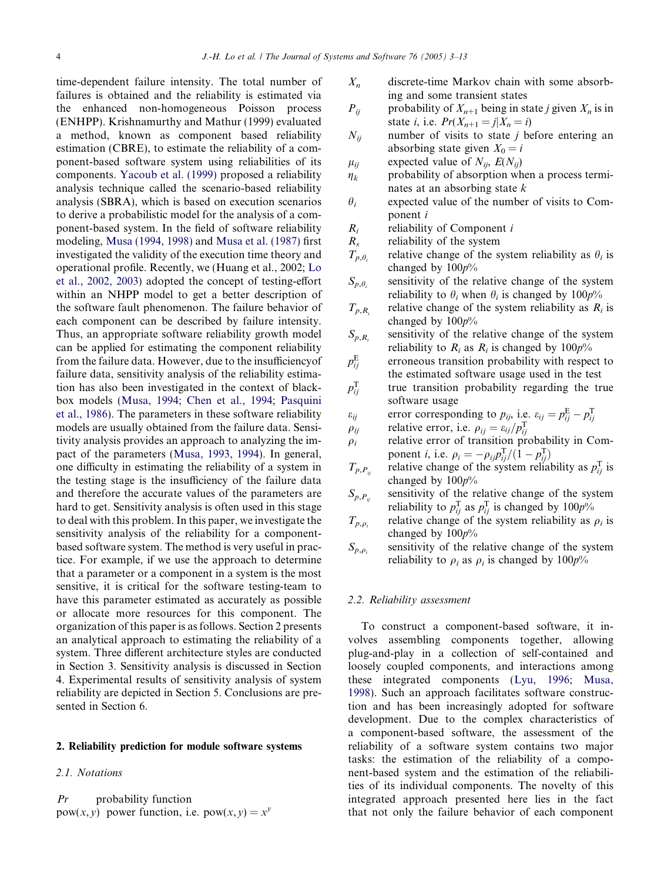time-dependent failure intensity. The total number of failures is obtained and the reliability is estimated via the enhanced non-homogeneous Poisson process (ENHPP). Krishnamurthy and Mathur (1999) evaluated a method, known as component based reliability estimation (CBRE), to estimate the reliability of a component-based software system using reliabilities of its components. Yacoub et al. (1999) proposed a reliability analysis technique called the scenario-based reliability analysis (SBRA), which is based on execution scenarios to derive a probabilistic model for the analysis of a component-based system. In the field of software reliability modeling, Musa (1994, 1998) and Musa et al. (1987) first investigated the validity of the execution time theory and operational profile. Recently, we (Huang et al., 2002; Lo et al., 2002, 2003) adopted the concept of testing-effort within an NHPP model to get a better description of the software fault phenomenon. The failure behavior of each component can be described by failure intensity. Thus, an appropriate software reliability growth model can be applied for estimating the component reliability from the failure data. However, due to the insufficiencyof failure data, sensitivity analysis of the reliability estimation has also been investigated in the context of black-box models (Musa, 1994; Chen et al., 1994; Pasquini et al., 1986). The parameters in these software reliability models are usually obtained from the failure data. Sensitivity analysis provides an approach to analyzing the impact of the parameters (Musa, 1993, 1994). In general, one difficulty in estimating the reliability of a system in the testing stage is the insufficiency of the failure data and therefore the accurate values of the parameters are hard to get. Sensitivity analysis is often used in this stage to deal with this problem. In this paper, we investigate the sensitivity analysis of the reliability for a component-based software system. The method is very useful in practice. For example, if we use the approach to determine that a parameter or a component in a system is the most sensitive, it is critical for the software testing-team to have this parameter estimated as accurately as possible or allocate more resources for this component. The organization of this paper is as follows. Section 2 presents an analytical approach to estimating the reliability of a system. Three different architecture styles are conducted in Section 3. Sensitivity analysis is discussed in Section 4. Experimental results of sensitivity analysis of system reliability are depicted in Section 5. Conclusions are presented in Section 6.

## 2. Reliability prediction for module software systems

### 2.1. Notations

- $Pr$ — probability function
- $\mathrm{pow}(x, y)$ — power function, i.e. $\mathrm{pow}(x, y) = x^y$
- $X_n$ — discrete-time Markov chain with some absorbing and some transient states
- $P_{ij}$ — probability of $X_{n+1}$ being in state $j$ given $X_n$ is in state $i$, i.e. $Pr(X_{n+1} = j | X_n = i)$
- $N_{ij}$ — number of visits to state $j$ before entering an absorbing state given $X_0 = i$
- $\mu_{ij}$ — expected value of $N_{ij}$, $E(N_{ij})$
- $\eta_k$ — probability of absorption when a process terminates at an absorbing state $k$
- $\theta_i$ — expected value of the number of visits to Component $i$
- $R_i$ — reliability of Component $i$
- $R_s$ — reliability of the system
- $T_{p,\theta_i}$ — relative change of the system reliability as $\theta_i$ is changed by $100p$%
- $S_{p,\theta_i}$ — sensitivity of the relative change of the system reliability to $\theta_i$ when $\theta_i$ is changed by $100p$%
- $T_{p,R_i}$ — relative change of the system reliability as $R_i$ is changed by $100p$%
- $S_{p,R_i}$ — sensitivity of the relative change of the system reliability to $R_i$ as $R_i$ is changed by $100p$%
- $p_{ij}^{\mathrm{E}}$ — erroneous transition probability with respect to the estimated software usage used in the test
- $p_{ij}^{\mathrm{T}}$ — true transition probability regarding the true software usage
- $\varepsilon_{ij}$ — error corresponding to $p_{ij}$, i.e. $\varepsilon_{ij} = p_{ij}^{\mathrm{E}} - p_{ij}^{\mathrm{T}}$
- $\rho_{ij}$ — relative error, i.e. $\rho_{ij} = \varepsilon_{ij}/p_{ij}^{\mathrm{T}}$
- $\rho_i$ — relative error of transition probability in Component $i$, i.e. $\rho_i = -\rho_{ij}p_{ij}^{\mathrm{T}}/(1 - p_{ij}^{\mathrm{T}})$
- $T_{p,P_{ij}}$ — relative change of the system reliability as $p_{ij}^{\mathrm{T}}$ is changed by $100p$%
- $S_{p,P_{ij}}$ — sensitivity of the relative change of the system reliability to $p_{ij}^{\mathrm{T}}$ as $p_{ij}^{\mathrm{T}}$ is changed by $100p$%
- $T_{p,\rho_i}$ — relative change of the system reliability as $\rho_i$ is changed by $100p$%
- $S_{p,\rho_i}$ — sensitivity of the relative change of the system reliability to $\rho_i$ as $\rho_i$ is changed by $100p$%

### 2.2. Reliability assessment

To construct a component-based software, it involves assembling components together, allowing plug-and-play in a collection of self-contained and loosely coupled components, and interactions among these integrated components (Lyu, 1996; Musa, 1998). Such an approach facilitates software construction and has been increasingly adopted for software development. Due to the complex characteristics of a component-based software, the assessment of the reliability of a software system contains two major tasks: the estimation of the reliability of a component-based system and the estimation of the reliabilities of its individual components. The novelty of this integrated approach presented here lies in the fact that not only the failure behavior of each component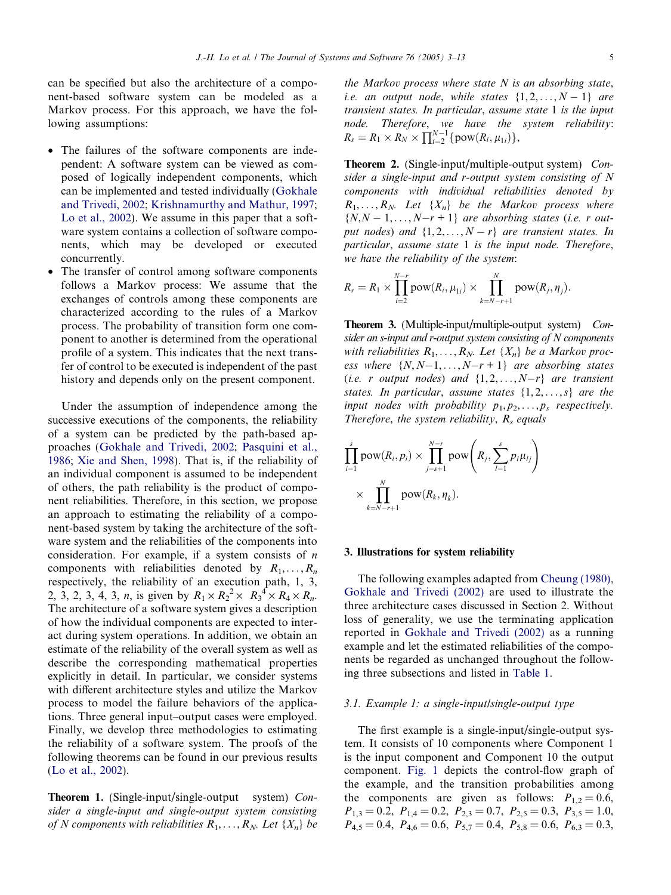can be specified but also the architecture of a component-based software system can be modeled as a Markov process. For this approach, we have the following assumptions:

- The failures of the software components are independent: A software system can be viewed as composed of logically independent components, which can be implemented and tested individually (Gokhale and Trivedi, 2002; Krishnamurthy and Mathur, 1997; Lo et al., 2002). We assume in this paper that a software system contains a collection of software components, which may be developed or executed concurrently.
- The transfer of control among software components follows a Markov process: We assume that the exchanges of controls among these components are characterized according to the rules of a Markov process. The probability of transition form one component to another is determined from the operational profile of a system. This indicates that the next transfer of control to be executed is independent of the past history and depends only on the present component.

Under the assumption of independence among the successive executions of the components, the reliability of a system can be predicted by the path-based approaches (Gokhale and Trivedi, 2002; Pasquini et al., 1986; Xie and Shen, 1998). That is, if the reliability of an individual component is assumed to be independent of others, the path reliability is the product of component reliabilities. Therefore, in this section, we propose an approach to estimating the reliability of a component-based system by taking the architecture of the software system and the reliabilities of the components into consideration. For example, if a system consists of $n$ components with reliabilities denoted by $R_1, \ldots, R_n$ respectively, the reliability of an execution path, 1, 3, 2, 3, 2, 3, 4, 3, $n$, is given by $R_1 \times R_2^2 \times R_3^4 \times R_4 \times R_n$. The architecture of a software system gives a description of how the individual components are expected to interact during system operations. In addition, we obtain an estimate of the reliability of the overall system as well as describe the corresponding mathematical properties explicitly in detail. In particular, we consider systems with different architecture styles and utilize the Markov process to model the failure behaviors of the applications. Three general input–output cases were employed. Finally, we develop three methodologies to estimating the reliability of a software system. The proofs of the following theorems can be found in our previous results (Lo et al., 2002).

**Theorem 1.** (Single-input/single-output system) *Consider a single-input and single-output system consisting of N components with reliabilities $R_1, \ldots, R_N$. Let $\{X_n\}$ be the Markov process where state N is an absorbing state, i.e. an output node, while states $\{1, 2, \ldots, N-1\}$ are transient states. In particular, assume state 1 is the input node. Therefore, we have the system reliability:* $R_s = R_1 \times R_N \times \prod_{i=2}^{N-1}\{\text{pow}(R_i, \mu_{1i})\}$,

**Theorem 2.** (Single-input/multiple-output system) *Consider a single-input and r-output system consisting of N components with individual reliabilities denoted by $R_1, \ldots, R_N$. Let $\{X_n\}$ be the Markov process where $\{N, N-1, \ldots, N-r+1\}$ are absorbing states (i.e. r output nodes) and $\{1, 2, \ldots, N-r\}$ are transient states. In particular, assume state 1 is the input node. Therefore, we have the reliability of the system:*

$$R_s = R_1 \times \prod_{i=2}^{N-r} \text{pow}(R_i, \mu_{1i}) \times \prod_{k=N-r+1}^{N} \text{pow}(R_j, \eta_j).$$

**Theorem 3.** (Multiple-input/multiple-output system) *Consider an s-input and r-output system consisting of N components with reliabilities $R_1, \ldots, R_N$. Let $\{X_n\}$ be a Markov process where $\{N, N-1, \ldots, N-r+1\}$ are absorbing states (i.e. r output nodes) and $\{1, 2, \ldots, N-r\}$ are transient states. In particular, assume states $\{1, 2, \ldots, s\}$ are the input nodes with probability $p_1, p_2, \ldots, p_s$ respectively. Therefore, the system reliability, $R_s$ equals*

$$\prod_{i=1}^{s} \text{pow}(R_i, p_i) \times \prod_{j=s+1}^{N-r} \text{pow}\left(R_j, \sum_{l=1}^{s} p_l \mu_{lj}\right) \times \prod_{k=N-r+1}^{N} \text{pow}(R_k, \eta_k).$$

## 3. Illustrations for system reliability

The following examples adapted from Cheung (1980), Gokhale and Trivedi (2002) are used to illustrate the three architecture cases discussed in Section 2. Without loss of generality, we use the terminating application reported in Gokhale and Trivedi (2002) as a running example and let the estimated reliabilities of the components be regarded as unchanged throughout the following three subsections and listed in Table 1.

### 3.1. Example 1: a single-input/single-output type

The first example is a single-input/single-output system. It consists of 10 components where Component 1 is the input component and Component 10 the output component. Fig. 1 depicts the control-flow graph of the example, and the transition probabilities among the components are given as follows: $P_{1,2} = 0.6$, $P_{1,3} = 0.2$, $P_{1,4} = 0.2$, $P_{2,3} = 0.7$, $P_{2,5} = 0.3$, $P_{3,5} = 1.0$, $P_{4,5} = 0.4$, $P_{4,6} = 0.6$, $P_{5,7} = 0.4$, $P_{5,8} = 0.6$, $P_{6,3} = 0.3$,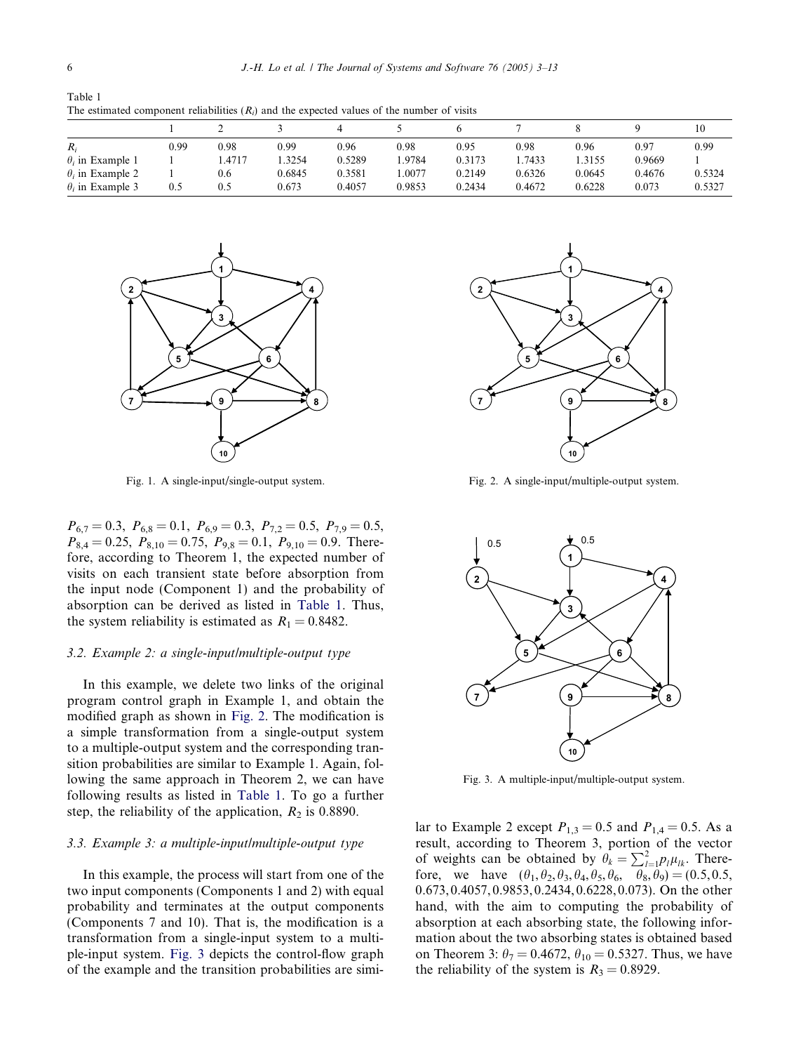Table 1
The estimated component reliabilities ($R_i$) and the expected values of the number of visits

| | 1 | 2 | 3 | 4 | 5 | 6 | 7 | 8 | 9 | 10 |
|---|---|---|---|---|---|---|---|---|---|---|
| $R_i$ | 0.99 | 0.98 | 0.99 | 0.96 | 0.98 | 0.95 | 0.98 | 0.96 | 0.97 | 0.99 |
| $\theta_i$ in Example 1 | 1 | 1.4717 | 1.3254 | 0.5289 | 1.9784 | 0.3173 | 1.7433 | 1.3155 | 0.9669 | 1 |
| $\theta_i$ in Example 2 | 1 | 0.6 | 0.6845 | 0.3581 | 1.0077 | 0.2149 | 0.6326 | 0.0645 | 0.4676 | 0.5324 |
| $\theta_i$ in Example 3 | 0.5 | 0.5 | 0.673 | 0.4057 | 0.9853 | 0.2434 | 0.4672 | 0.6228 | 0.073 | 0.5327 |

Fig. 1. A single-input/single-output system.

Fig. 2. A single-input/multiple-output system.

$P_{6,7} = 0.3$, $P_{6,8} = 0.1$, $P_{6,9} = 0.3$, $P_{7,2} = 0.5$, $P_{7,9} = 0.5$, $P_{8,4} = 0.25$, $P_{8,10} = 0.75$, $P_{9,8} = 0.1$, $P_{9,10} = 0.9$. Therefore, according to Theorem 1, the expected number of visits on each transient state before absorption from the input node (Component 1) and the probability of absorption can be derived as listed in Table 1. Thus, the system reliability is estimated as $R_1 = 0.8482$.

### 3.2. Example 2: a single-input/multiple-output type

In this example, we delete two links of the original program control graph in Example 1, and obtain the modified graph as shown in Fig. 2. The modification is a simple transformation from a single-output system to a multiple-output system and the corresponding transition probabilities are similar to Example 1. Again, following the same approach in Theorem 2, we can have following results as listed in Table 1. To go a further step, the reliability of the application, $R_2$ is 0.8890.

### 3.3. Example 3: a multiple-input/multiple-output type

In this example, the process will start from one of the two input components (Components 1 and 2) with equal probability and terminates at the output components (Components 7 and 10). That is, the modification is a transformation from a single-input system to a multiple-input system. Fig. 3 depicts the control-flow graph of the example and the transition probabilities are similar to Example 2 except $P_{1,3} = 0.5$ and $P_{1,4} = 0.5$. As a result, according to Theorem 3, portion of the vector of weights can be obtained by $\theta_k = \sum_{l=1}^{2} p_l \mu_{lk}$. Therefore, we have $(\theta_1, \theta_2, \theta_3, \theta_4, \theta_5, \theta_6, \quad \theta_8, \theta_9) = (0.5, 0.5, 0.673, 0.4057, 0.9853, 0.2434, 0.6228, 0.073)$. On the other hand, with the aim to computing the probability of absorption at each absorbing state, the following information about the two absorbing states is obtained based on Theorem 3: $\theta_7 = 0.4672$, $\theta_{10} = 0.5327$. Thus, we have the reliability of the system is $R_3 = 0.8929$.

Fig. 3. A multiple-input/multiple-output system.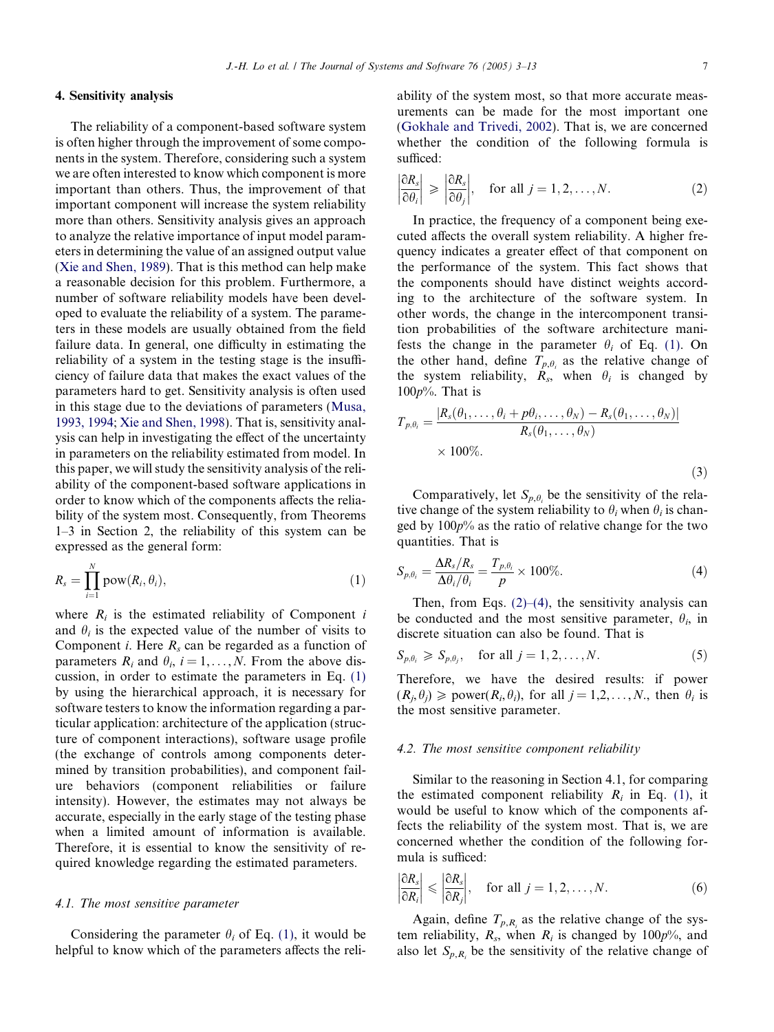## 4. Sensitivity analysis

The reliability of a component-based software system is often higher through the improvement of some components in the system. Therefore, considering such a system we are often interested to know which component is more important than others. Thus, the improvement of that important component will increase the system reliability more than others. Sensitivity analysis gives an approach to analyze the relative importance of input model parameters in determining the value of an assigned output value (Xie and Shen, 1989). That is this method can help make a reasonable decision for this problem. Furthermore, a number of software reliability models have been developed to evaluate the reliability of a system. The parameters in these models are usually obtained from the field failure data. In general, one difficulty in estimating the reliability of a system in the testing stage is the insufficiency of failure data that makes the exact values of the parameters hard to get. Sensitivity analysis is often used in this stage due to the deviations of parameters (Musa, 1993, 1994; Xie and Shen, 1998). That is, sensitivity analysis can help in investigating the effect of the uncertainty in parameters on the reliability estimated from model. In this paper, we will study the sensitivity analysis of the reliability of the component-based software applications in order to know which of the components affects the reliability of the system most. Consequently, from Theorems 1–3 in Section 2, the reliability of this system can be expressed as the general form:

$$R_s = \prod_{i=1}^{N} \mathrm{pow}(R_i, \theta_i), \tag{1}$$

where $R_i$ is the estimated reliability of Component $i$ and $\theta_i$ is the expected value of the number of visits to Component $i$. Here $R_s$ can be regarded as a function of parameters $R_i$ and $\theta_i$, $i = 1, \ldots, N$. From the above discussion, in order to estimate the parameters in Eq. (1) by using the hierarchical approach, it is necessary for software testers to know the information regarding a particular application: architecture of the application (structure of component interactions), software usage profile (the exchange of controls among components determined by transition probabilities), and component failure behaviors (component reliabilities or failure intensity). However, the estimates may not always be accurate, especially in the early stage of the testing phase when a limited amount of information is available. Therefore, it is essential to know the sensitivity of required knowledge regarding the estimated parameters.

### 4.1. The most sensitive parameter

Considering the parameter $\theta_i$ of Eq. (1), it would be helpful to know which of the parameters affects the reliability of the system most, so that more accurate measurements can be made for the most important one (Gokhale and Trivedi, 2002). That is, we are concerned whether the condition of the following formula is sufficed:

$$\left|\frac{\partial R_s}{\partial \theta_i}\right| \geqslant \left|\frac{\partial R_s}{\partial \theta_j}\right|, \quad \text{for all } j = 1, 2, \ldots, N. \tag{2}$$

In practice, the frequency of a component being executed affects the overall system reliability. A higher frequency indicates a greater effect of that component on the performance of the system. This fact shows that the components should have distinct weights according to the architecture of the software system. In other words, the change in the intercomponent transition probabilities of the software architecture manifests the change in the parameter $\theta_i$ of Eq. (1). On the other hand, define $T_{p,\theta_i}$ as the relative change of the system reliability, $R_s$, when $\theta_i$ is changed by $100p\%$. That is

$$T_{p,\theta_i} = \frac{|R_s(\theta_1, \ldots, \theta_i + p\theta_i, \ldots, \theta_N) - R_s(\theta_1, \ldots, \theta_N)|}{R_s(\theta_1, \ldots, \theta_N)} \times 100\%. \tag{3}$$

Comparatively, let $S_{p,\theta_i}$ be the sensitivity of the relative change of the system reliability to $\theta_i$ when $\theta_i$ is changed by $100p\%$ as the ratio of relative change for the two quantities. That is

$$S_{p,\theta_i} = \frac{\Delta R_s / R_s}{\Delta \theta_i / \theta_i} = \frac{T_{p,\theta_i}}{p} \times 100\%. \tag{4}$$

Then, from Eqs. (2)–(4), the sensitivity analysis can be conducted and the most sensitive parameter, $\theta_i$, in discrete situation can also be found. That is

$$S_{p,\theta_i} \geqslant S_{p,\theta_j}, \quad \text{for all } j = 1, 2, \ldots, N. \tag{5}$$

Therefore, we have the desired results: if power $(R_j, \theta_j) \geqslant$ power$(R_i, \theta_i)$, for all $j = 1,2,\ldots,N.$, then $\theta_i$ is the most sensitive parameter.

### 4.2. The most sensitive component reliability

Similar to the reasoning in Section 4.1, for comparing the estimated component reliability $R_i$ in Eq. (1), it would be useful to know which of the components affects the reliability of the system most. That is, we are concerned whether the condition of the following formula is sufficed:

$$\left|\frac{\partial R_s}{\partial R_i}\right| \leqslant \left|\frac{\partial R_s}{\partial R_j}\right|, \quad \text{for all } j = 1, 2, \ldots, N. \tag{6}$$

Again, define $T_{p,R_i}$ as the relative change of the system reliability, $R_s$, when $R_i$ is changed by $100p\%$, and also let $S_{p,R_i}$ be the sensitivity of the relative change of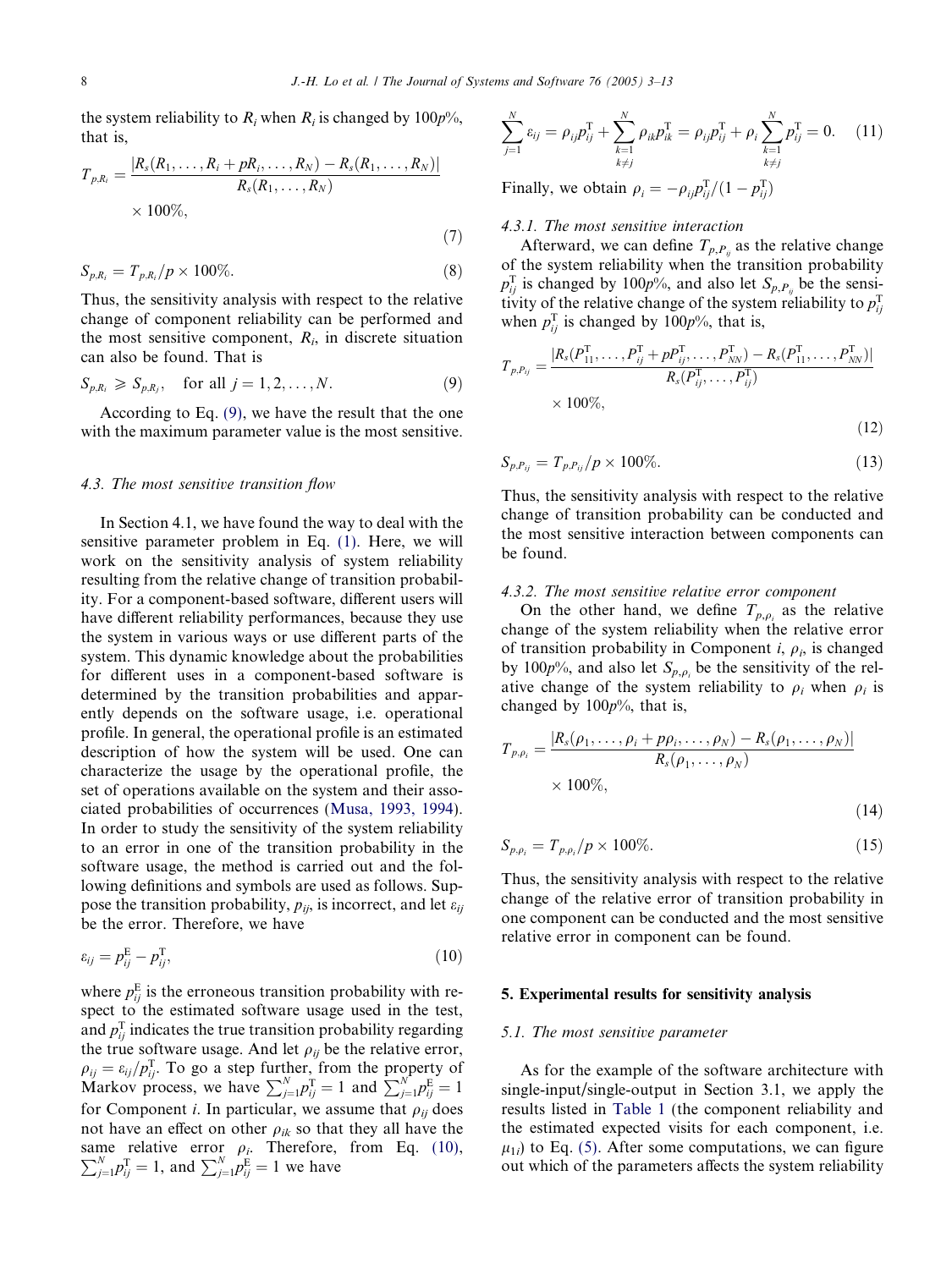the system reliability to $R_i$ when $R_i$ is changed by $100p\%$, that is,

$$T_{p,R_i} = \frac{|R_s(R_1,\ldots,R_i + pR_i,\ldots,R_N) - R_s(R_1,\ldots,R_N)|}{R_s(R_1,\ldots,R_N)} \times 100\%, \tag{7}$$

$$S_{p,R_i} = T_{p,R_i}/p \times 100\%. \tag{8}$$

Thus, the sensitivity analysis with respect to the relative change of component reliability can be performed and the most sensitive component, $R_i$, in discrete situation can also be found. That is

$$S_{p,R_i} \geqslant S_{p,R_j}, \quad \text{for all } j = 1,2,\ldots,N. \tag{9}$$

According to Eq. (9), we have the result that the one with the maximum parameter value is the most sensitive.

### 4.3. The most sensitive transition flow

In Section 4.1, we have found the way to deal with the sensitive parameter problem in Eq. (1). Here, we will work on the sensitivity analysis of system reliability resulting from the relative change of transition probability. For a component-based software, different users will have different reliability performances, because they use the system in various ways or use different parts of the system. This dynamic knowledge about the probabilities for different uses in a component-based software is determined by the transition probabilities and apparently depends on the software usage, i.e. operational profile. In general, the operational profile is an estimated description of how the system will be used. One can characterize the usage by the operational profile, the set of operations available on the system and their associated probabilities of occurrences (Musa, 1993, 1994). In order to study the sensitivity of the system reliability to an error in one of the transition probability in the software usage, the method is carried out and the following definitions and symbols are used as follows. Suppose the transition probability, $p_{ij}$, is incorrect, and let $\varepsilon_{ij}$ be the error. Therefore, we have

$$\varepsilon_{ij} = p_{ij}^{\mathrm{E}} - p_{ij}^{\mathrm{T}}, \tag{10}$$

where $p_{ij}^{\mathrm{E}}$ is the erroneous transition probability with respect to the estimated software usage used in the test, and $p_{ij}^{\mathrm{T}}$ indicates the true transition probability regarding the true software usage. And let $\rho_{ij}$ be the relative error, $\rho_{ij} = \varepsilon_{ij}/p_{ij}^{\mathrm{T}}$. To go a step further, from the property of Markov process, we have $\sum_{j=1}^{N} p_{ij}^{\mathrm{T}} = 1$ and $\sum_{j=1}^{N} p_{ij}^{\mathrm{E}} = 1$ for Component $i$. In particular, we assume that $\rho_{ij}$ does not have an effect on other $\rho_{ik}$ so that they all have the same relative error $\rho_i$. Therefore, from Eq. (10), $\sum_{j=1}^{N} p_{ij}^{\mathrm{T}} = 1$, and $\sum_{j=1}^{N} p_{ij}^{\mathrm{E}} = 1$ we have

$$\sum_{j=1}^{N} \varepsilon_{ij} = \rho_{ij} p_{ij}^{\mathrm{T}} + \sum_{\substack{k=1 \\ k \neq j}}^{N} \rho_{ik} p_{ik}^{\mathrm{T}} = \rho_{ij} p_{ij}^{\mathrm{T}} + \rho_i \sum_{\substack{k=1 \\ k \neq j}}^{N} p_{ij}^{\mathrm{T}} = 0. \tag{11}$$

Finally, we obtain $\rho_i = -\rho_{ij} p_{ij}^{\mathrm{T}}/(1 - p_{ij}^{\mathrm{T}})$

#### 4.3.1. The most sensitive interaction

Afterward, we can define $T_{p,P_{ij}}$ as the relative change of the system reliability when the transition probability $p_{ij}^{\mathrm{T}}$ is changed by $100p\%$, and also let $S_{p,P_{ij}}$ be the sensitivity of the relative change of the system reliability to $p_{ij}^{\mathrm{T}}$ when $p_{ij}^{\mathrm{T}}$ is changed by $100p\%$, that is,

$$T_{p,P_{ij}} = \frac{|R_s(P_{11}^{\mathrm{T}},\ldots,P_{ij}^{\mathrm{T}} + pP_{ij}^{\mathrm{T}},\ldots,P_{NN}^{\mathrm{T}}) - R_s(P_{11}^{\mathrm{T}},\ldots,P_{NN}^{\mathrm{T}})|}{R_s(P_{ij}^{\mathrm{T}},\ldots,P_{ij}^{\mathrm{T}})} \times 100\%, \tag{12}$$

$$S_{p,P_{ij}} = T_{p,P_{ij}}/p \times 100\%. \tag{13}$$

Thus, the sensitivity analysis with respect to the relative change of transition probability can be conducted and the most sensitive interaction between components can be found.

#### 4.3.2. The most sensitive relative error component

On the other hand, we define $T_{p,\rho_i}$ as the relative change of the system reliability when the relative error of transition probability in Component $i$, $\rho_i$, is changed by $100p\%$, and also let $S_{p,\rho_i}$ be the sensitivity of the relative change of the system reliability to $\rho_i$ when $\rho_i$ is changed by $100p\%$, that is,

$$T_{p,\rho_i} = \frac{|R_s(\rho_1,\ldots,\rho_i + p\rho_i,\ldots,\rho_N) - R_s(\rho_1,\ldots,\rho_N)|}{R_s(\rho_1,\ldots,\rho_N)} \times 100\%, \tag{14}$$

$$S_{p,\rho_i} = T_{p,\rho_i}/p \times 100\%. \tag{15}$$

Thus, the sensitivity analysis with respect to the relative change of the relative error of transition probability in one component can be conducted and the most sensitive relative error in component can be found.

## 5. Experimental results for sensitivity analysis

### 5.1. The most sensitive parameter

As for the example of the software architecture with single-input/single-output in Section 3.1, we apply the results listed in Table 1 (the component reliability and the estimated expected visits for each component, i.e. $\mu_{1i}$) to Eq. (5). After some computations, we can figure out which of the parameters affects the system reliability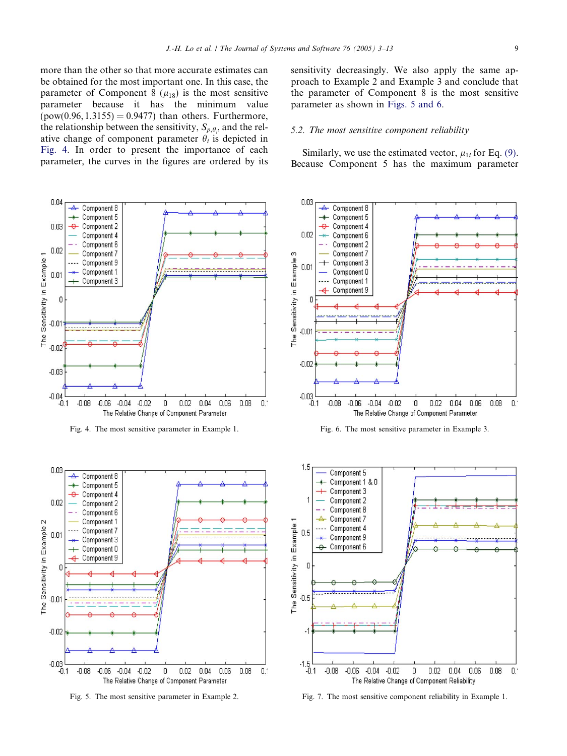more than the other so that more accurate estimates can be obtained for the most important one. In this case, the parameter of Component 8 ($\mu_{18}$) is the most sensitive parameter because it has the minimum value (pow(0.96, 1.3155) = 0.9477) than others. Furthermore, the relationship between the sensitivity, $S_{p,\theta_i}$, and the relative change of component parameter $\theta_i$ is depicted in Fig. 4. In order to present the importance of each parameter, the curves in the figures are ordered by its sensitivity decreasingly. We also apply the same approach to Example 2 and Example 3 and conclude that the parameter of Component 8 is the most sensitive parameter as shown in Figs. 5 and 6.

### 5.2. The most sensitive component reliability

Similarly, we use the estimated vector, $\mu_{1i}$ for Eq. (9). Because Component 5 has the maximum parameter

Fig. 4. The most sensitive parameter in Example 1.

Fig. 6. The most sensitive parameter in Example 3.

Fig. 5. The most sensitive parameter in Example 2.

Fig. 7. The most sensitive component reliability in Example 1.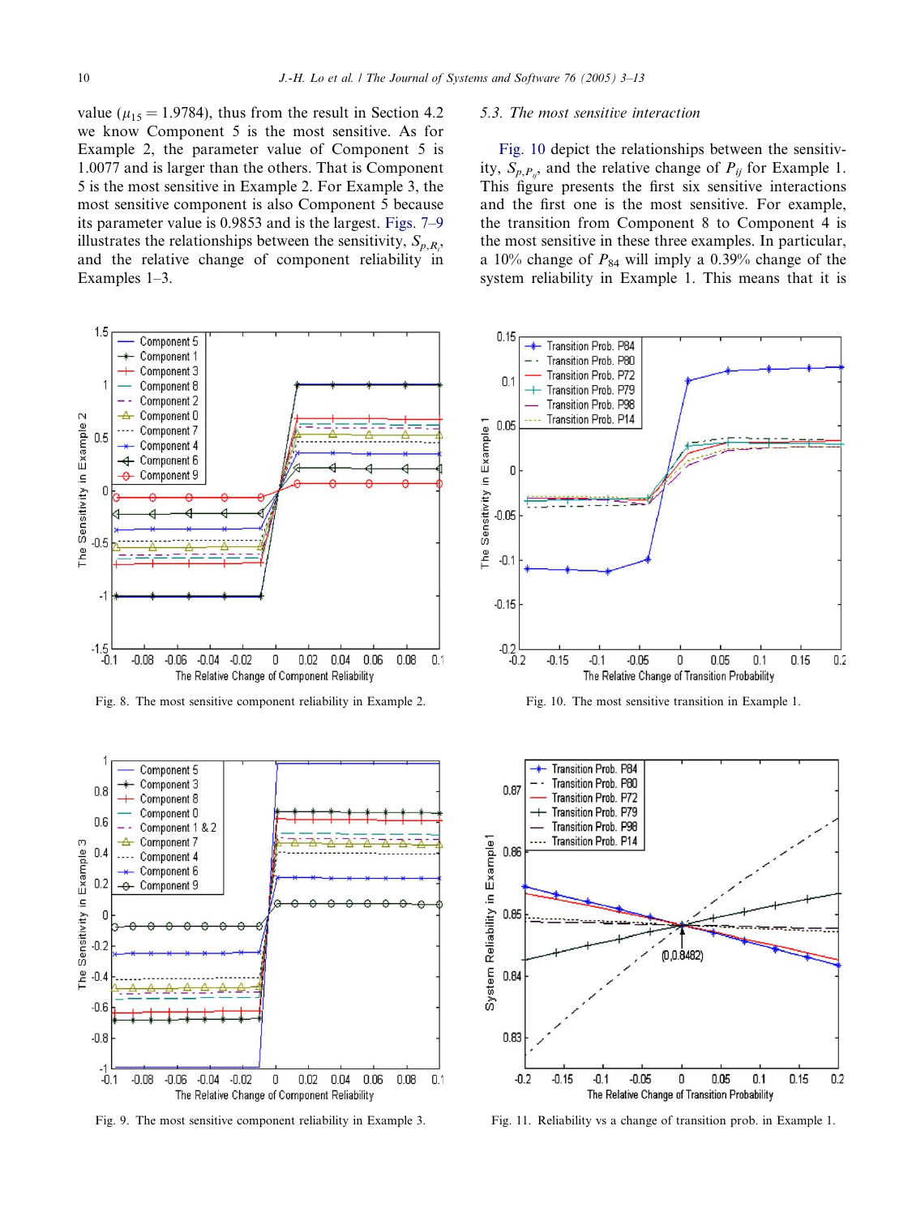value ($\mu_{15} = 1.9784$), thus from the result in Section 4.2 we know Component 5 is the most sensitive. As for Example 2, the parameter value of Component 5 is 1.0077 and is larger than the others. That is Component 5 is the most sensitive in Example 2. For Example 3, the most sensitive component is also Component 5 because its parameter value is 0.9853 and is the largest. Figs. 7–9 illustrates the relationships between the sensitivity, $S_{p,R_i}$, and the relative change of component reliability in Examples 1–3.

Fig. 8. The most sensitive component reliability in Example 2.

Fig. 9. The most sensitive component reliability in Example 3.

### 5.3. The most sensitive interaction

Fig. 10 depict the relationships between the sensitivity, $S_{p,P_{ij}}$, and the relative change of $P_{ij}$ for Example 1. This figure presents the first six sensitive interactions and the first one is the most sensitive. For example, the transition from Component 8 to Component 4 is the most sensitive in these three examples. In particular, a 10% change of $P_{84}$ will imply a 0.39% change of the system reliability in Example 1. This means that it is

Fig. 10. The most sensitive transition in Example 1.

Fig. 11. Reliability vs a change of transition prob. in Example 1.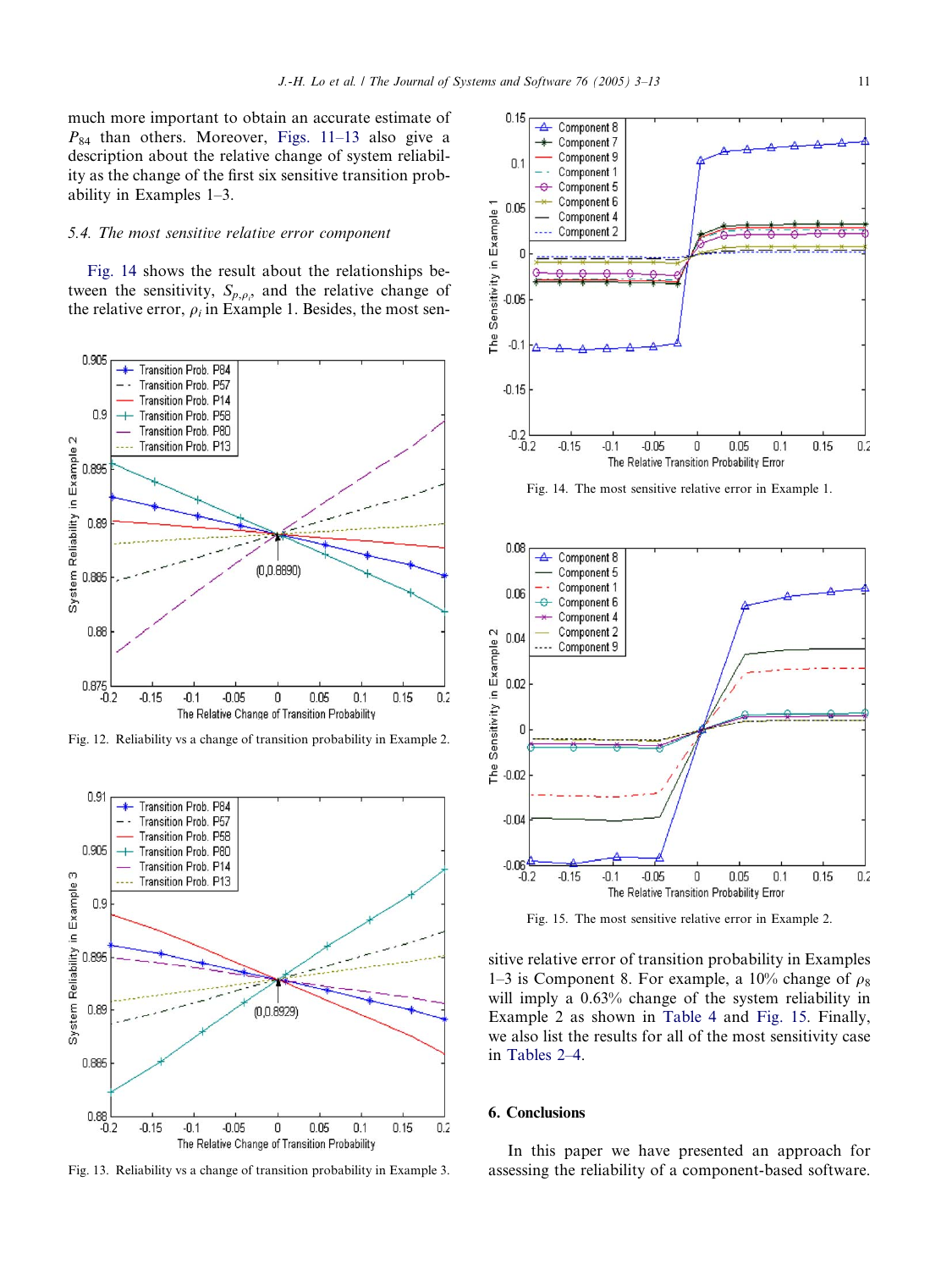much more important to obtain an accurate estimate of $P_{84}$ than others. Moreover, Figs. 11–13 also give a description about the relative change of system reliability as the change of the first six sensitive transition probability in Examples 1–3.

### 5.4. The most sensitive relative error component

Fig. 14 shows the result about the relationships between the sensitivity, $S_{p,\rho_i}$, and the relative change of the relative error, $\rho_i$ in Example 1. Besides, the most sensitive relative error of transition probability in Examples 1–3 is Component 8. For example, a 10% change of $\rho_8$ will imply a 0.63% change of the system reliability in Example 2 as shown in Table 4 and Fig. 15. Finally, we also list the results for all of the most sensitivity case in Tables 2–4.

Fig. 12. Reliability vs a change of transition probability in Example 2.

Fig. 13. Reliability vs a change of transition probability in Example 3.

Fig. 14. The most sensitive relative error in Example 1.

Fig. 15. The most sensitive relative error in Example 2.

## 6. Conclusions

In this paper we have presented an approach for assessing the reliability of a component-based software.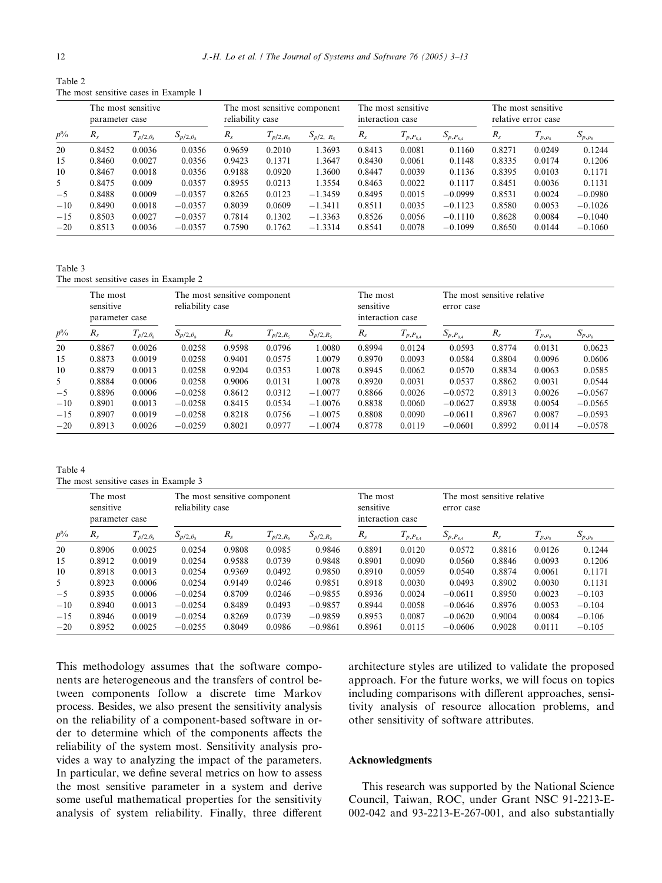Table 2
The most sensitive cases in Example 1

| | The most sensitive parameter case | | | The most sensitive component reliability case | | | The most sensitive interaction case | | | The most sensitive relative error case | | |
|---|---|---|---|---|---|---|---|---|---|---|---|---|
| $p$% | $R_s$ | $T_{p/2,\theta_8}$ | $S_{p/2,\theta_8}$ | $R_s$ | $T_{p/2,R_5}$ | $S_{p/2,R_5}$ | $R_s$ | $T_{p,P_{8,4}}$ | $S_{p,P_{8,4}}$ | $R_s$ | $T_{p,\rho_8}$ | $S_{p,\rho_8}$ |
| 20 | 0.8452 | 0.0036 | 0.0356 | 0.9659 | 0.2010 | 1.3693 | 0.8413 | 0.0081 | 0.1160 | 0.8271 | 0.0249 | 0.1244 |
| 15 | 0.8460 | 0.0027 | 0.0356 | 0.9423 | 0.1371 | 1.3647 | 0.8430 | 0.0061 | 0.1148 | 0.8335 | 0.0174 | 0.1206 |
| 10 | 0.8467 | 0.0018 | 0.0356 | 0.9188 | 0.0920 | 1.3600 | 0.8447 | 0.0039 | 0.1136 | 0.8395 | 0.0103 | 0.1171 |
| 5 | 0.8475 | 0.009 | 0.0357 | 0.8955 | 0.0213 | 1.3554 | 0.8463 | 0.0022 | 0.1117 | 0.8451 | 0.0036 | 0.1131 |
| −5 | 0.8488 | 0.0009 | −0.0357 | 0.8265 | 0.0123 | −1.3459 | 0.8495 | 0.0015 | −0.0999 | 0.8531 | 0.0024 | −0.0980 |
| −10 | 0.8490 | 0.0018 | −0.0357 | 0.8039 | 0.0609 | −1.3411 | 0.8511 | 0.0035 | −0.1123 | 0.8580 | 0.0053 | −0.1026 |
| −15 | 0.8503 | 0.0027 | −0.0357 | 0.7814 | 0.1302 | −1.3363 | 0.8526 | 0.0056 | −0.1110 | 0.8628 | 0.0084 | −0.1040 |
| −20 | 0.8513 | 0.0036 | −0.0357 | 0.7590 | 0.1762 | −1.3314 | 0.8541 | 0.0078 | −0.1099 | 0.8650 | 0.0144 | −0.1060 |

Table 3
The most sensitive cases in Example 2

| | The most sensitive parameter case | | | The most sensitive component reliability case | | | The most sensitive interaction case | | | The most sensitive relative error case | | |
|---|---|---|---|---|---|---|---|---|---|---|---|---|
| $p$% | $R_s$ | $T_{p/2,\theta_8}$ | $S_{p/2,\theta_8}$ | $R_s$ | $T_{p/2,R_5}$ | $S_{p/2,R_5}$ | $R_s$ | $T_{p,P_{8,4}}$ | $S_{p,P_{8,4}}$ | $R_s$ | $T_{p,\rho_8}$ | $S_{p,\rho_8}$ |
| 20 | 0.8867 | 0.0026 | 0.0258 | 0.9598 | 0.0796 | 1.0080 | 0.8994 | 0.0124 | 0.0593 | 0.8774 | 0.0131 | 0.0623 |
| 15 | 0.8873 | 0.0019 | 0.0258 | 0.9401 | 0.0575 | 1.0079 | 0.8970 | 0.0093 | 0.0584 | 0.8804 | 0.0096 | 0.0606 |
| 10 | 0.8879 | 0.0013 | 0.0258 | 0.9204 | 0.0353 | 1.0078 | 0.8945 | 0.0062 | 0.0570 | 0.8834 | 0.0063 | 0.0585 |
| 5 | 0.8884 | 0.0006 | 0.0258 | 0.9006 | 0.0131 | 1.0078 | 0.8920 | 0.0031 | 0.0537 | 0.8862 | 0.0031 | 0.0544 |
| −5 | 0.8896 | 0.0006 | −0.0258 | 0.8612 | 0.0312 | −1.0077 | 0.8866 | 0.0026 | −0.0572 | 0.8913 | 0.0026 | −0.0567 |
| −10 | 0.8901 | 0.0013 | −0.0258 | 0.8415 | 0.0534 | −1.0076 | 0.8838 | 0.0060 | −0.0627 | 0.8938 | 0.0054 | −0.0565 |
| −15 | 0.8907 | 0.0019 | −0.0258 | 0.8218 | 0.0756 | −1.0075 | 0.8808 | 0.0090 | −0.0611 | 0.8967 | 0.0087 | −0.0593 |
| −20 | 0.8913 | 0.0026 | −0.0259 | 0.8021 | 0.0977 | −1.0074 | 0.8778 | 0.0119 | −0.0601 | 0.8992 | 0.0114 | −0.0578 |

Table 4
The most sensitive cases in Example 3

| | The most sensitive parameter case | | | The most sensitive component reliability case | | | The most sensitive interaction case | | | The most sensitive relative error case | | |
|---|---|---|---|---|---|---|---|---|---|---|---|---|
| $p$% | $R_s$ | $T_{p/2,\theta_8}$ | $S_{p/2,\theta_8}$ | $R_s$ | $T_{p/2,R_5}$ | $S_{p/2,R_5}$ | $R_s$ | $T_{p,P_{8,4}}$ | $S_{p,P_{8,4}}$ | $R_s$ | $T_{p,\rho_8}$ | $S_{p,\rho_8}$ |
| 20 | 0.8906 | 0.0025 | 0.0254 | 0.9808 | 0.0985 | 0.9846 | 0.8891 | 0.0120 | 0.0572 | 0.8816 | 0.0126 | 0.1244 |
| 15 | 0.8912 | 0.0019 | 0.0254 | 0.9588 | 0.0739 | 0.9848 | 0.8901 | 0.0090 | 0.0560 | 0.8846 | 0.0093 | 0.1206 |
| 10 | 0.8918 | 0.0013 | 0.0254 | 0.9369 | 0.0492 | 0.9850 | 0.8910 | 0.0059 | 0.0540 | 0.8874 | 0.0061 | 0.1171 |
| 5 | 0.8923 | 0.0006 | 0.0254 | 0.9149 | 0.0246 | 0.9851 | 0.8918 | 0.0030 | 0.0493 | 0.8902 | 0.0030 | 0.1131 |
| −5 | 0.8935 | 0.0006 | −0.0254 | 0.8709 | 0.0246 | −0.9855 | 0.8936 | 0.0024 | −0.0611 | 0.8950 | 0.0023 | −0.103 |
| −10 | 0.8940 | 0.0013 | −0.0254 | 0.8489 | 0.0493 | −0.9857 | 0.8944 | 0.0058 | −0.0646 | 0.8976 | 0.0053 | −0.104 |
| −15 | 0.8946 | 0.0019 | −0.0254 | 0.8269 | 0.0739 | −0.9859 | 0.8953 | 0.0087 | −0.0620 | 0.9004 | 0.0084 | −0.106 |
| −20 | 0.8952 | 0.0025 | −0.0255 | 0.8049 | 0.0986 | −0.9861 | 0.8961 | 0.0115 | −0.0606 | 0.9028 | 0.0111 | −0.105 |

This methodology assumes that the software components are heterogeneous and the transfers of control between components follow a discrete time Markov process. Besides, we also present the sensitivity analysis on the reliability of a component-based software in order to determine which of the components affects the reliability of the system most. Sensitivity analysis provides a way to analyzing the impact of the parameters. In particular, we define several metrics on how to assess the most sensitive parameter in a system and derive some useful mathematical properties for the sensitivity analysis of system reliability. Finally, three different architecture styles are utilized to validate the proposed approach. For the future works, we will focus on topics including comparisons with different approaches, sensitivity analysis of resource allocation problems, and other sensitivity of software attributes.

## Acknowledgments

This research was supported by the National Science Council, Taiwan, ROC, under Grant NSC 91-2213-E-002-042 and 93-2213-E-267-001, and also substantially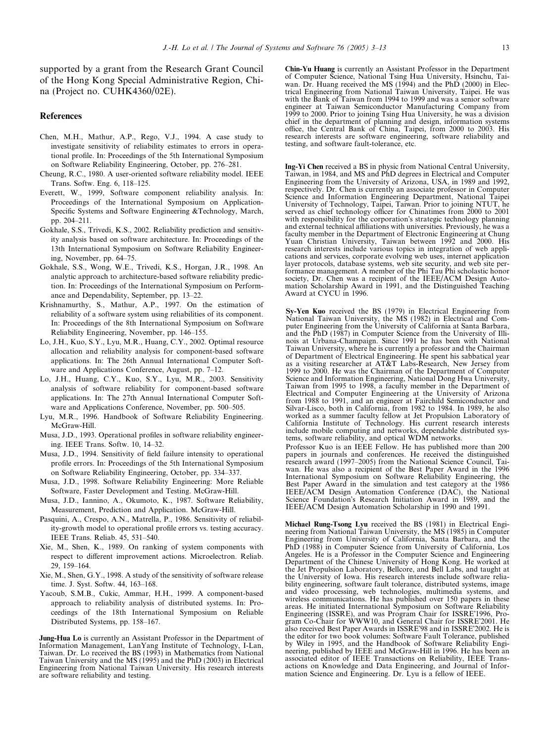supported by a grant from the Research Grant Council of the Hong Kong Special Administrative Region, China (Project no. CUHK4360/02E).

## References

Chen, M.H., Mathur, A.P., Rego, V.J., 1994. A case study to investigate sensitivity of reliability estimates to errors in operational profile. In: Proceedings of the 5th International Symposium on Software Reliability Engineering, October, pp. 276–281.

Cheung, R.C., 1980. A user-oriented software reliability model. IEEE Trans. Softw. Eng. 6, 118–125.

Everett, W., 1999, Software component reliability analysis. In: Proceedings of the International Symposium on Application-Specific Systems and Software Engineering &Technology, March, pp. 204–211.

Gokhale, S.S., Trivedi, K.S., 2002. Reliability prediction and sensitivity analysis based on software architecture. In: Proceedings of the 13th International Symposium on Software Reliability Engineering, November, pp. 64–75.

Gokhale, S.S., Wong, W.E., Trivedi, K.S., Horgan, J.R., 1998. An analytic approach to architecture-based software reliability prediction. In: Proceedings of the International Symposium on Performance and Dependability, September, pp. 13–22.

Krishnamurthy, S., Mathur, A.P., 1997. On the estimation of reliability of a software system using reliabilities of its component. In: Proceedings of the 8th International Symposium on Software Reliability Engineering, November, pp. 146–155.

Lo, J.H., Kuo, S.Y., Lyu, M.R., Huang, C.Y., 2002. Optimal resource allocation and reliability analysis for component-based software applications. In: The 26th Annual International Computer Software and Applications Conference, August, pp. 7–12.

Lo, J.H., Huang, C.Y., Kuo, S.Y., Lyu, M.R., 2003. Sensitivity analysis of software reliability for component-based software applications. In: The 27th Annual International Computer Software and Applications Conference, November, pp. 500–505.

Lyu, M.R., 1996. Handbook of Software Reliability Engineering. McGraw-Hill.

Musa, J.D., 1993. Operational profiles in software reliability engineering. IEEE Trans. Softw. 10, 14–32.

Musa, J.D., 1994. Sensitivity of field failure intensity to operational profile errors. In: Proceedings of the 5th International Symposium on Software Reliability Engineering, October, pp. 334–337.

Musa, J.D., 1998. Software Reliability Engineering: More Reliable Software, Faster Development and Testing. McGraw-Hill.

Musa, J.D., Iannino, A., Okumoto, K., 1987. Software Reliability, Measurement, Prediction and Application. McGraw-Hill.

Pasquini, A., Crespo, A.N., Matrella, P., 1986. Sensitivity of reliability-growth model to operational profile errors vs. testing accuracy. IEEE Trans. Reliab. 45, 531–540.

Xie, M., Shen, K., 1989. On ranking of system components with respect to different improvement actions. Microelectron. Reliab. 29, 159–164.

Xie, M., Shen, G.Y., 1998. A study of the sensitivity of software release time. J. Syst. Softw. 44, 163–168.

Yacoub, S.M.B., Cukic, Ammar, H.H., 1999. A component-based approach to reliability analysis of distributed systems. In: Proceedings of the 18th International Symposium on Reliable Distributed Systems, pp. 158–167.

**Jung-Hua Lo** is currently an Assistant Professor in the Department of Information Management, LanYang Institute of Technology, I-Lan, Taiwan. Dr. Lo received the BS (1993) in Mathematics from National Taiwan University and the MS (1995) and the PhD (2003) in Electrical Engineering from National Taiwan University. His research interests are software reliability and testing.

**Chin-Yu Huang** is currently an Assistant Professor in the Department of Computer Science, National Tsing Hua University, Hsinchu, Taiwan. Dr. Huang received the MS (1994) and the PhD (2000) in Electrical Engineering from National Taiwan University, Taipei. He was with the Bank of Taiwan from 1994 to 1999 and was a senior software engineer at Taiwan Semiconductor Manufacturing Company from 1999 to 2000. Prior to joining Tsing Hua University, he was a division chief in the department of planning and design, information systems office, the Central Bank of China, Taipei, from 2000 to 2003. His research interests are software engineering, software reliability and testing, and software fault-tolerance, etc.

**Ing-Yi Chen** received a BS in physic from National Central University, Taiwan, in 1984, and MS and PhD degrees in Electrical and Computer Engineering from the University of Arizona, USA, in 1989 and 1992, respectively. Dr. Chen is currently an associate professor in Computer Science and Information Engineering Department, National Taipei University of Technology, Taipei, Taiwan. Prior to joining NTUT, he served as chief technology officer for Chinatimes from 2000 to 2001 with responsibility for the corporation's strategic technology planning and external technical affiliations with universities. Previously, he was a faculty member in the Department of Electronic Engineering at Chung Yuan Christian University, Taiwan between 1992 and 2000. His research interests include various topics in integration of web applications and services, corporate evolving web uses, internet application layer protocols, database systems, web site security, and web site performance management. A member of the Phi Tau Phi scholastic honor society, Dr. Chen was a recipient of the IEEE/ACM Design Automation Scholarship Award in 1991, and the Distinguished Teaching Award at CYCU in 1996.

**Sy-Yen Kuo** received the BS (1979) in Electrical Engineering from National Taiwan University, the MS (1982) in Electrical and Computer Engineering from the University of California at Santa Barbara, and the PhD (1987) in Computer Science from the University of Illinois at Urbana-Champaign. Since 1991 he has been with National Taiwan University, where he is currently a professor and the Chairman of Department of Electrical Engineering. He spent his sabbatical year as a visiting researcher at AT&T Labs-Research, New Jersey from 1999 to 2000. He was the Chairman of the Department of Computer Science and Information Engineering, National Dong Hwa University, Taiwan from 1995 to 1998, a faculty member in the Department of Electrical and Computer Engineering at the University of Arizona from 1988 to 1991, and an engineer at Fairchild Semiconductor and Silvar-Lisco, both in California, from 1982 to 1984. In 1989, he also worked as a summer faculty fellow at Jet Propulsion Laboratory of California Institute of Technology. His current research interests include mobile computing and networks, dependable distributed systems, software reliability, and optical WDM networks.

Professor Kuo is an IEEE Fellow. He has published more than 200 papers in journals and conferences. He received the distinguished research award (1997–2005) from the National Science Council, Taiwan. He was also a recipient of the Best Paper Award in the 1996 International Symposium on Software Reliability Engineering, the Best Paper Award in the simulation and test category at the 1986 IEEE/ACM Design Automation Conference (DAC), the National Science Foundation's Research Initiation Award in 1989, and the IEEE/ACM Design Automation Scholarship in 1990 and 1991.

**Michael Rung-Tsong Lyu** received the BS (1981) in Electrical Engineering from National Taiwan University, the MS (1985) in Computer Engineering from University of California, Santa Barbara, and the PhD (1988) in Computer Science from University of California, Los Angeles. He is a Professor in the Computer Science and Engineering Department of the Chinese University of Hong Kong. He worked at the Jet Propulsion Laboratory, Bellcore, and Bell Labs, and taught at the University of Iowa. His research interests include software reliability engineering, software fault tolerance, distributed systems, image and video processing, web technologies, multimedia systems, and wireless communications. He has published over 150 papers in these areas. He initiated International Symposium on Software Reliability Engineering (ISSRE), and was Program Chair for ISSRE'1996, Program Co-Chair for WWW10, and General Chair for ISSRE'2001. He also received Best Paper Awards in ISSRE'98 and in ISSRE'2002. He is the editor for two book volumes: Software Fault Tolerance, published by Wiley in 1995, and the Handbook of Software Reliability Engineering, published by IEEE and McGraw-Hill in 1996. He has been an associated editor of IEEE Transactions on Reliability, IEEE Transactions on Knowledge and Data Engineering, and Journal of Information Science and Engineering. Dr. Lyu is a fellow of IEEE.